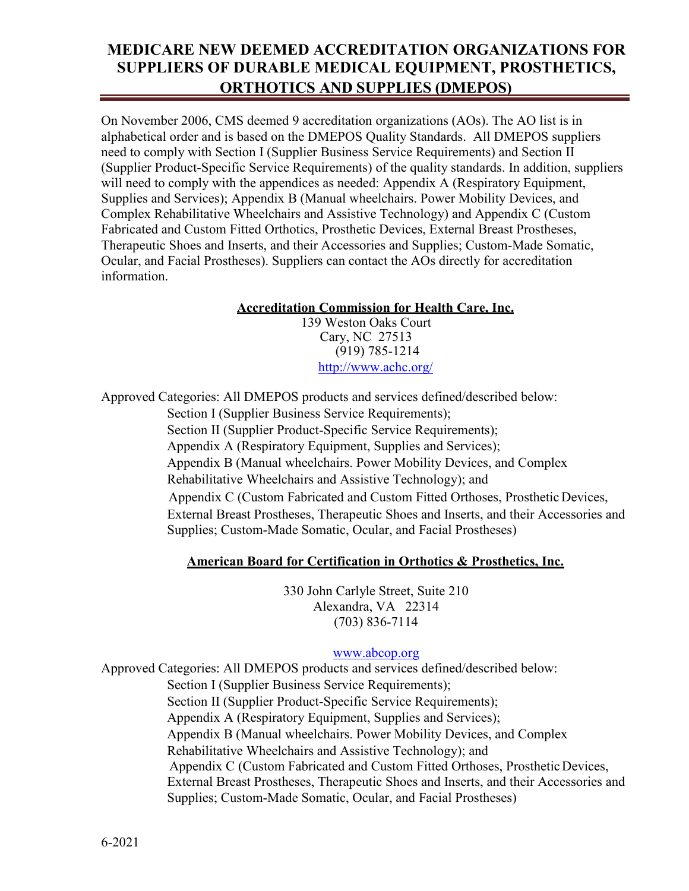# MEDICARE NEW DEEMED ACCREDITATION ORGANIZATIONS FOR SUPPLIERS OF DURABLE MEDICAL EQUIPMENT, PROSTHETICS, ORTHOTICS AND SUPPLIES (DMEPOS)

On November 2006, CMS deemed 9 accreditation organizations (AOs). The AO list is in alphabetical order and is based on the DMEPOS Quality Standards. All DMEPOS suppliers need to comply with Section I (Supplier Business Service Requirements) and Section II (Supplier Product-Specific Service Requirements) of the quality standards. In addition, suppliers will need to comply with the appendices as needed: Appendix A (Respiratory Equipment, Supplies and Services); Appendix B (Manual wheelchairs. Power Mobility Devices, and Complex Rehabilitative Wheelchairs and Assistive Technology) and Appendix C (Custom Fabricated and Custom Fitted Orthotics, Prosthetic Devices, External Breast Prostheses, Therapeutic Shoes and Inserts, and their Accessories and Supplies; Custom-Made Somatic, Ocular, and Facial Prostheses). Suppliers can contact the AOs directly for accreditation information.

**Accreditation Commission for Health Care, Inc.**

139 Weston Oaks Court
Cary, NC 27513
(919) 785-1214
http://www.achc.org/

Approved Categories: All DMEPOS products and services defined/described below:

- Section I (Supplier Business Service Requirements);
- Section II (Supplier Product-Specific Service Requirements);
- Appendix A (Respiratory Equipment, Supplies and Services);
- Appendix B (Manual wheelchairs. Power Mobility Devices, and Complex Rehabilitative Wheelchairs and Assistive Technology); and
- Appendix C (Custom Fabricated and Custom Fitted Orthoses, Prosthetic Devices, External Breast Prostheses, Therapeutic Shoes and Inserts, and their Accessories and Supplies; Custom-Made Somatic, Ocular, and Facial Prostheses)

**American Board for Certification in Orthotics & Prosthetics, Inc.**

330 John Carlyle Street, Suite 210
Alexandra, VA 22314
(703) 836-7114

www.abcop.org

Approved Categories: All DMEPOS products and services defined/described below:

- Section I (Supplier Business Service Requirements);
- Section II (Supplier Product-Specific Service Requirements);
- Appendix A (Respiratory Equipment, Supplies and Services);
- Appendix B (Manual wheelchairs. Power Mobility Devices, and Complex Rehabilitative Wheelchairs and Assistive Technology); and
- Appendix C (Custom Fabricated and Custom Fitted Orthoses, Prosthetic Devices, External Breast Prostheses, Therapeutic Shoes and Inserts, and their Accessories and Supplies; Custom-Made Somatic, Ocular, and Facial Prostheses)

6-2021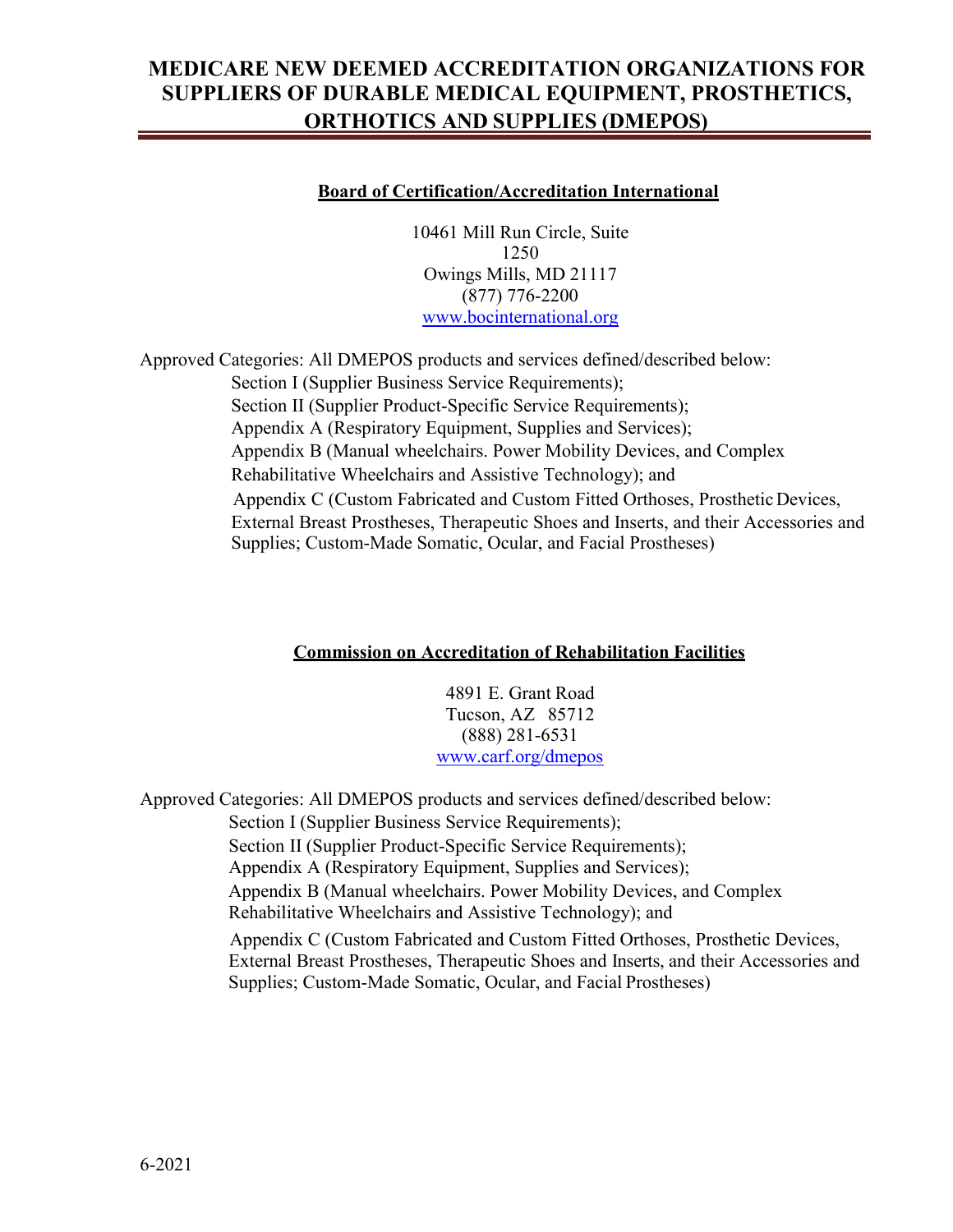# MEDICARE NEW DEEMED ACCREDITATION ORGANIZATIONS FOR SUPPLIERS OF DURABLE MEDICAL EQUIPMENT, PROSTHETICS, ORTHOTICS AND SUPPLIES (DMEPOS)

## Board of Certification/Accreditation International

10461 Mill Run Circle, Suite 1250
Owings Mills, MD 21117
(877) 776-2200
www.bocinternational.org

Approved Categories: All DMEPOS products and services defined/described below:

- Section I (Supplier Business Service Requirements);
- Section II (Supplier Product-Specific Service Requirements);
- Appendix A (Respiratory Equipment, Supplies and Services);
- Appendix B (Manual wheelchairs. Power Mobility Devices, and Complex Rehabilitative Wheelchairs and Assistive Technology); and
- Appendix C (Custom Fabricated and Custom Fitted Orthoses, Prosthetic Devices, External Breast Prostheses, Therapeutic Shoes and Inserts, and their Accessories and Supplies; Custom-Made Somatic, Ocular, and Facial Prostheses)

## Commission on Accreditation of Rehabilitation Facilities

4891 E. Grant Road
Tucson, AZ 85712
(888) 281-6531
www.carf.org/dmepos

Approved Categories: All DMEPOS products and services defined/described below:

- Section I (Supplier Business Service Requirements);
- Section II (Supplier Product-Specific Service Requirements);
- Appendix A (Respiratory Equipment, Supplies and Services);
- Appendix B (Manual wheelchairs. Power Mobility Devices, and Complex Rehabilitative Wheelchairs and Assistive Technology); and
- Appendix C (Custom Fabricated and Custom Fitted Orthoses, Prosthetic Devices, External Breast Prostheses, Therapeutic Shoes and Inserts, and their Accessories and Supplies; Custom-Made Somatic, Ocular, and Facial Prostheses)

6-2021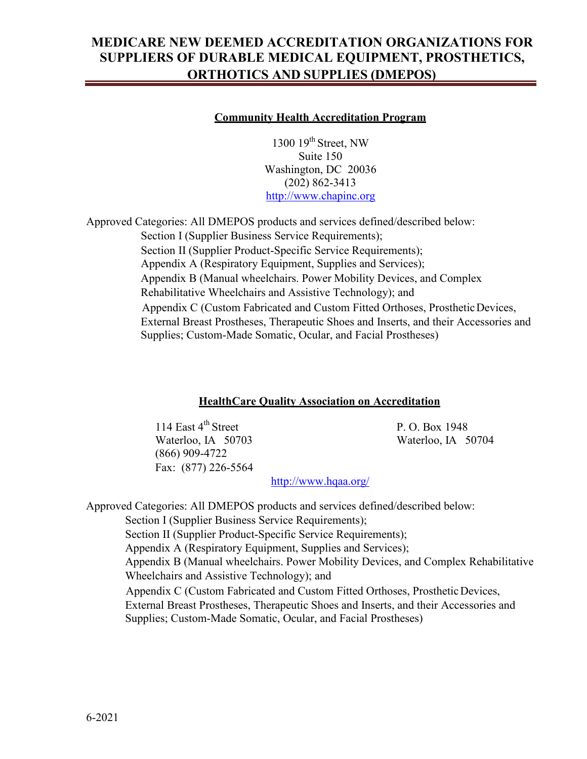# MEDICARE NEW DEEMED ACCREDITATION ORGANIZATIONS FOR SUPPLIERS OF DURABLE MEDICAL EQUIPMENT, PROSTHETICS, ORTHOTICS AND SUPPLIES (DMEPOS)

## Community Health Accreditation Program

1300 19th Street, NW
Suite 150
Washington, DC 20036
(202) 862-3413
http://www.chapinc.org

Approved Categories: All DMEPOS products and services defined/described below:

- Section I (Supplier Business Service Requirements);
- Section II (Supplier Product-Specific Service Requirements);
- Appendix A (Respiratory Equipment, Supplies and Services);
- Appendix B (Manual wheelchairs. Power Mobility Devices, and Complex Rehabilitative Wheelchairs and Assistive Technology); and
- Appendix C (Custom Fabricated and Custom Fitted Orthoses, Prosthetic Devices, External Breast Prostheses, Therapeutic Shoes and Inserts, and their Accessories and Supplies; Custom-Made Somatic, Ocular, and Facial Prostheses)

## HealthCare Quality Association on Accreditation

114 East 4th Street
Waterloo, IA 50703
(866) 909-4722
Fax: (877) 226-5564

P. O. Box 1948
Waterloo, IA 50704

http://www.hqaa.org/

Approved Categories: All DMEPOS products and services defined/described below:

- Section I (Supplier Business Service Requirements);
- Section II (Supplier Product-Specific Service Requirements);
- Appendix A (Respiratory Equipment, Supplies and Services);
- Appendix B (Manual wheelchairs. Power Mobility Devices, and Complex Rehabilitative Wheelchairs and Assistive Technology); and
- Appendix C (Custom Fabricated and Custom Fitted Orthoses, Prosthetic Devices, External Breast Prostheses, Therapeutic Shoes and Inserts, and their Accessories and Supplies; Custom-Made Somatic, Ocular, and Facial Prostheses)

6-2021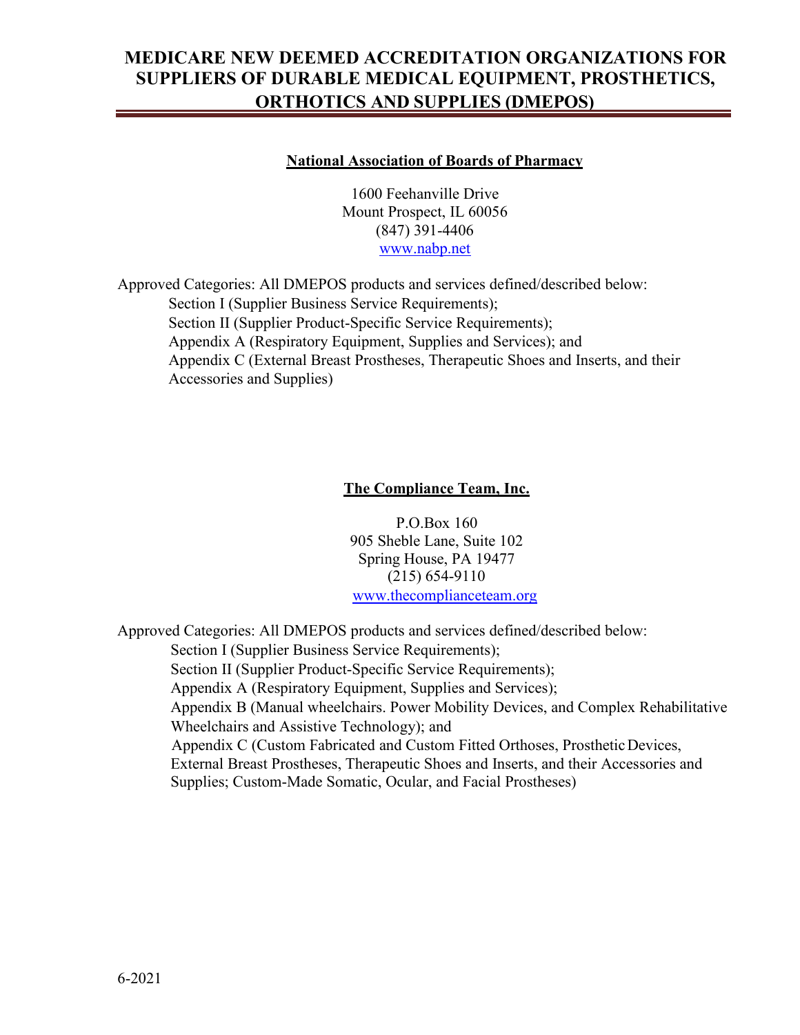# MEDICARE NEW DEEMED ACCREDITATION ORGANIZATIONS FOR SUPPLIERS OF DURABLE MEDICAL EQUIPMENT, PROSTHETICS, ORTHOTICS AND SUPPLIES (DMEPOS)

## National Association of Boards of Pharmacy

1600 Feehanville Drive
Mount Prospect, IL 60056
(847) 391-4406
www.nabp.net

Approved Categories: All DMEPOS products and services defined/described below:

- Section I (Supplier Business Service Requirements);
- Section II (Supplier Product-Specific Service Requirements);
- Appendix A (Respiratory Equipment, Supplies and Services); and
- Appendix C (External Breast Prostheses, Therapeutic Shoes and Inserts, and their Accessories and Supplies)

## The Compliance Team, Inc.

P.O.Box 160
905 Sheble Lane, Suite 102
Spring House, PA 19477
(215) 654-9110
www.thecomplianceteam.org

Approved Categories: All DMEPOS products and services defined/described below:

- Section I (Supplier Business Service Requirements);
- Section II (Supplier Product-Specific Service Requirements);
- Appendix A (Respiratory Equipment, Supplies and Services);
- Appendix B (Manual wheelchairs. Power Mobility Devices, and Complex Rehabilitative Wheelchairs and Assistive Technology); and
- Appendix C (Custom Fabricated and Custom Fitted Orthoses, Prosthetic Devices, External Breast Prostheses, Therapeutic Shoes and Inserts, and their Accessories and Supplies; Custom-Made Somatic, Ocular, and Facial Prostheses)

6-2021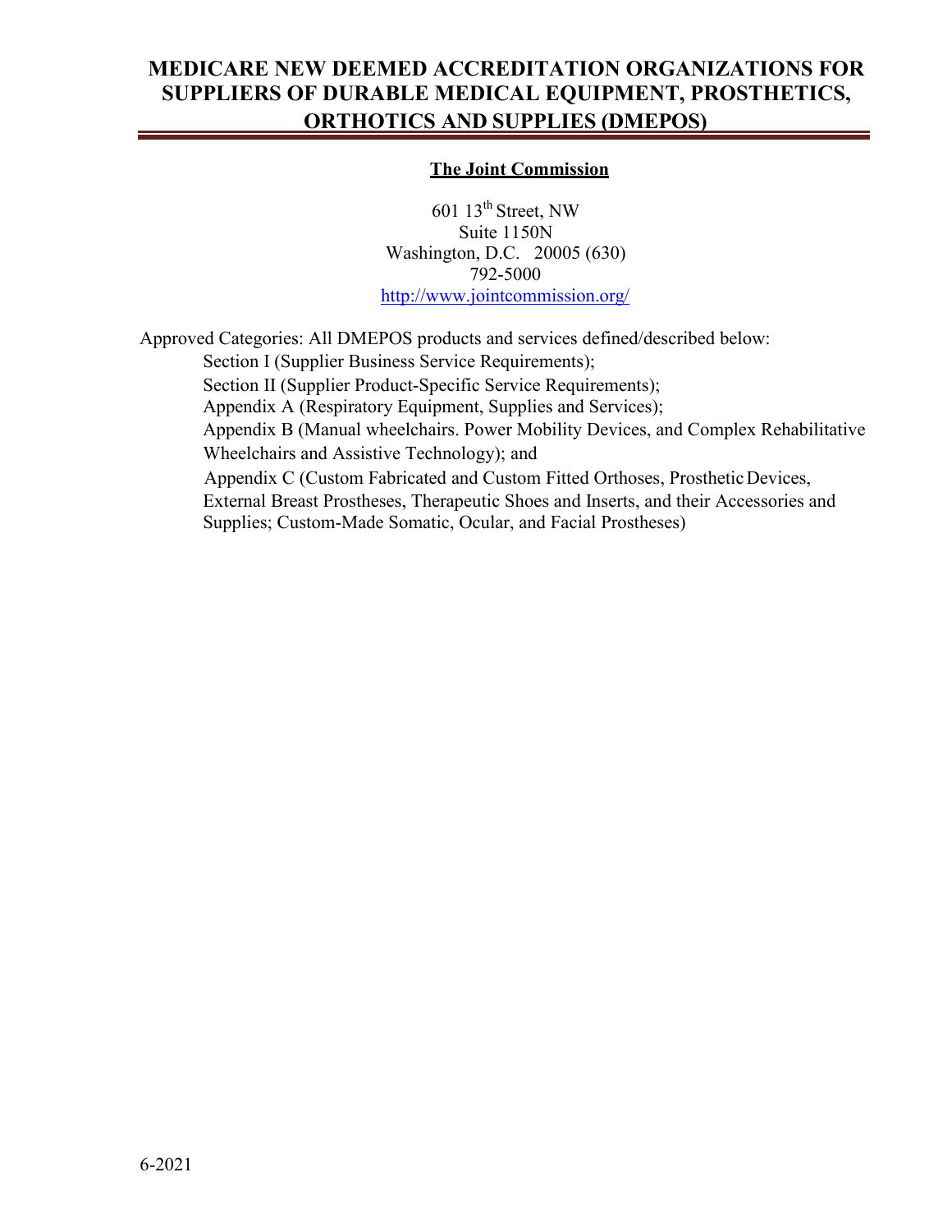# MEDICARE NEW DEEMED ACCREDITATION ORGANIZATIONS FOR SUPPLIERS OF DURABLE MEDICAL EQUIPMENT, PROSTHETICS, ORTHOTICS AND SUPPLIES (DMEPOS)

**The Joint Commission**

601 13th Street, NW
Suite 1150N
Washington, D.C. 20005 (630) 792-5000
http://www.jointcommission.org/

Approved Categories: All DMEPOS products and services defined/described below:

- Section I (Supplier Business Service Requirements);
- Section II (Supplier Product-Specific Service Requirements);
- Appendix A (Respiratory Equipment, Supplies and Services);
- Appendix B (Manual wheelchairs. Power Mobility Devices, and Complex Rehabilitative Wheelchairs and Assistive Technology); and
- Appendix C (Custom Fabricated and Custom Fitted Orthoses, Prosthetic Devices, External Breast Prostheses, Therapeutic Shoes and Inserts, and their Accessories and Supplies; Custom-Made Somatic, Ocular, and Facial Prostheses)

6-2021